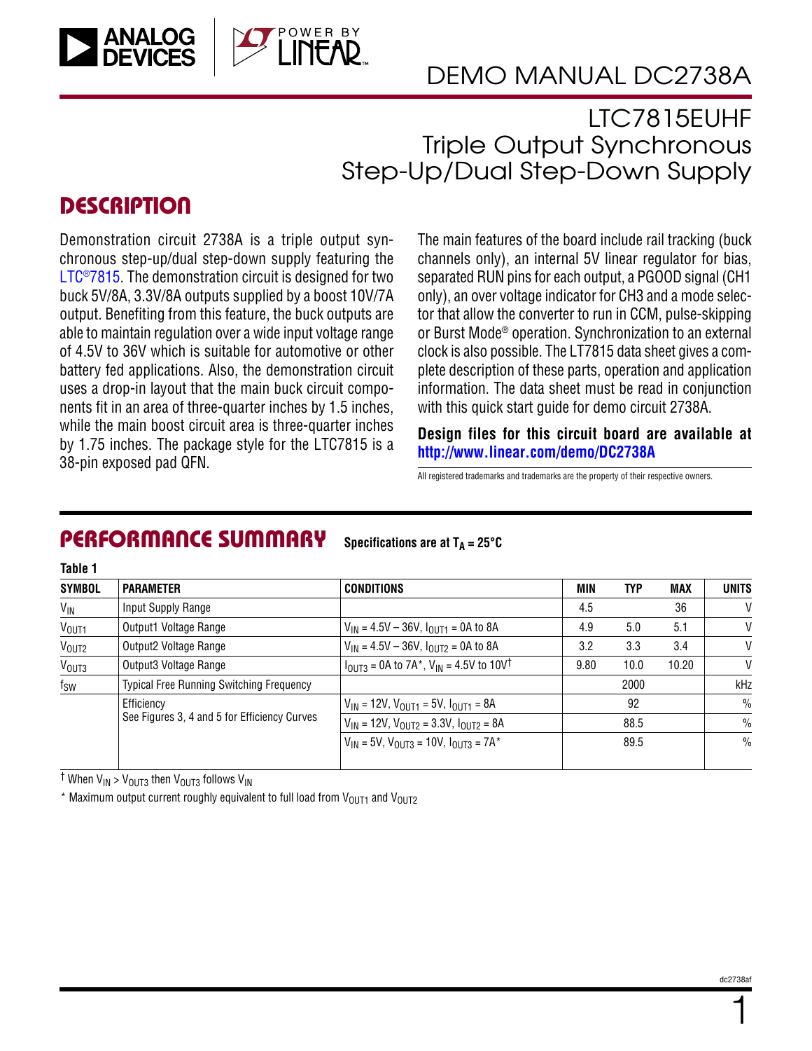# DEMO MANUAL DC2738A

## LTC7815EUHF Triple Output Synchronous Step-Up/Dual Step-Down Supply

## DESCRIPTION

Demonstration circuit 2738A is a triple output synchronous step-up/dual step-down supply featuring the LTC®7815. The demonstration circuit is designed for two buck 5V/8A, 3.3V/8A outputs supplied by a boost 10V/7A output. Benefiting from this feature, the buck outputs are able to maintain regulation over a wide input voltage range of 4.5V to 36V which is suitable for automotive or other battery fed applications. Also, the demonstration circuit uses a drop-in layout that the main buck circuit components fit in an area of three-quarter inches by 1.5 inches, while the main boost circuit area is three-quarter inches by 1.75 inches. The package style for the LTC7815 is a 38-pin exposed pad QFN.

The main features of the board include rail tracking (buck channels only), an internal 5V linear regulator for bias, separated RUN pins for each output, a PGOOD signal (CH1 only), an over voltage indicator for CH3 and a mode selector that allow the converter to run in CCM, pulse-skipping or Burst Mode® operation. Synchronization to an external clock is also possible. The LT7815 data sheet gives a complete description of these parts, operation and application information. The data sheet must be read in conjunction with this quick start guide for demo circuit 2738A.

**Design files for this circuit board are available at http://www.linear.com/demo/DC2738A**

All registered trademarks and trademarks are the property of their respective owners.

## PERFORMANCE SUMMARY

**Specifications are at $T_A$ = 25°C**

**Table 1**

| SYMBOL | PARAMETER | CONDITIONS | MIN | TYP | MAX | UNITS |
|---|---|---|---|---|---|---|
| $V_{IN}$ | Input Supply Range | | 4.5 | | 36 | V |
| $V_{OUT1}$ | Output1 Voltage Range | $V_{IN}$ = 4.5V – 36V, $I_{OUT1}$ = 0A to 8A | 4.9 | 5.0 | 5.1 | V |
| $V_{OUT2}$ | Output2 Voltage Range | $V_{IN}$ = 4.5V – 36V, $I_{OUT2}$ = 0A to 8A | 3.2 | 3.3 | 3.4 | V |
| $V_{OUT3}$ | Output3 Voltage Range | $I_{OUT3}$ = 0A to 7A*, $V_{IN}$ = 4.5V to 10V† | 9.80 | 10.0 | 10.20 | V |
| $f_{SW}$ | Typical Free Running Switching Frequency | | | 2000 | | kHz |
| | Efficiency<br>See Figures 3, 4 and 5 for Efficiency Curves | $V_{IN}$ = 12V, $V_{OUT1}$ = 5V, $I_{OUT1}$ = 8A | | 92 | | % |
| | | $V_{IN}$ = 12V, $V_{OUT2}$ = 3.3V, $I_{OUT2}$ = 8A | | 88.5 | | % |
| | | $V_{IN}$ = 5V, $V_{OUT3}$ = 10V, $I_{OUT3}$ = 7A* | | 89.5 | | % |

† When $V_{IN}$ > $V_{OUT3}$ then $V_{OUT3}$ follows $V_{IN}$

\* Maximum output current roughly equivalent to full load from $V_{OUT1}$ and $V_{OUT2}$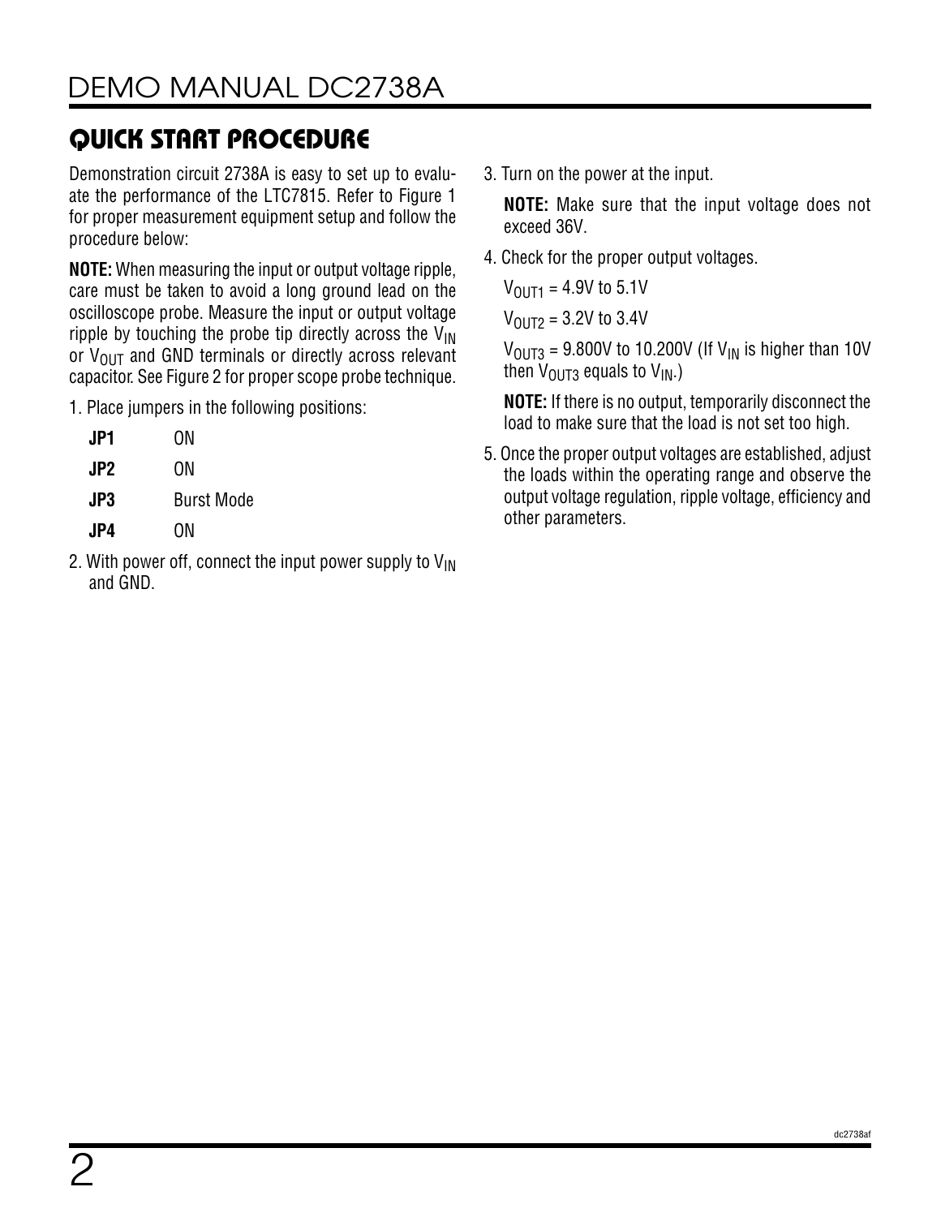## QUICK START PROCEDURE

Demonstration circuit 2738A is easy to set up to evaluate the performance of the LTC7815. Refer to Figure 1 for proper measurement equipment setup and follow the procedure below:

**NOTE:** When measuring the input or output voltage ripple, care must be taken to avoid a long ground lead on the oscilloscope probe. Measure the input or output voltage ripple by touching the probe tip directly across the $V_{IN}$ or $V_{OUT}$ and GND terminals or directly across relevant capacitor. See Figure 2 for proper scope probe technique.

1. Place jumpers in the following positions:

   | | |
   |---|---|
   | **JP1** | ON |
   | **JP2** | ON |
   | **JP3** | Burst Mode |
   | **JP4** | ON |

2. With power off, connect the input power supply to $V_{IN}$ and GND.

3. Turn on the power at the input.

   **NOTE:** Make sure that the input voltage does not exceed 36V.

4. Check for the proper output voltages.

   $V_{OUT1}$ = 4.9V to 5.1V

   $V_{OUT2}$ = 3.2V to 3.4V

   $V_{OUT3}$ = 9.800V to 10.200V (If $V_{IN}$ is higher than 10V then $V_{OUT3}$ equals to $V_{IN}$.)

   **NOTE:** If there is no output, temporarily disconnect the load to make sure that the load is not set too high.

5. Once the proper output voltages are established, adjust the loads within the operating range and observe the output voltage regulation, ripple voltage, efficiency and other parameters.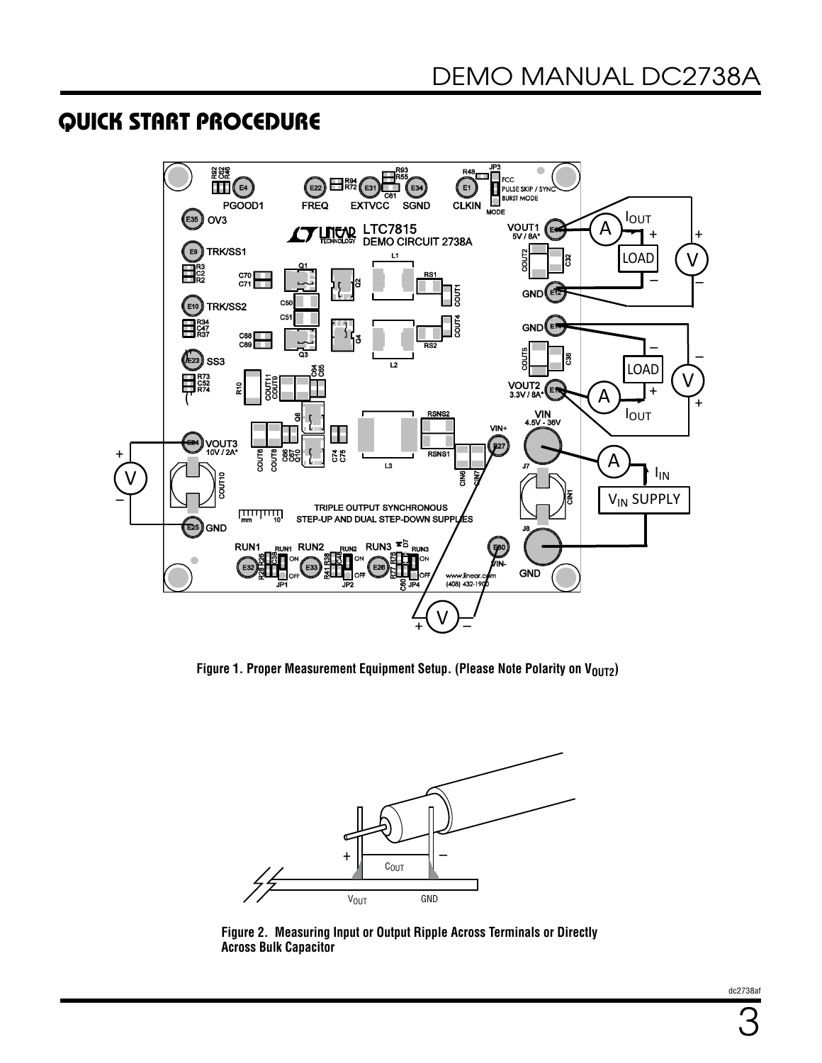## QUICK START PROCEDURE

Figure 1. Proper Measurement Equipment Setup. (Please Note Polarity on $V_{OUT2}$)

Figure 2. Measuring Input or Output Ripple Across Terminals or Directly Across Bulk Capacitor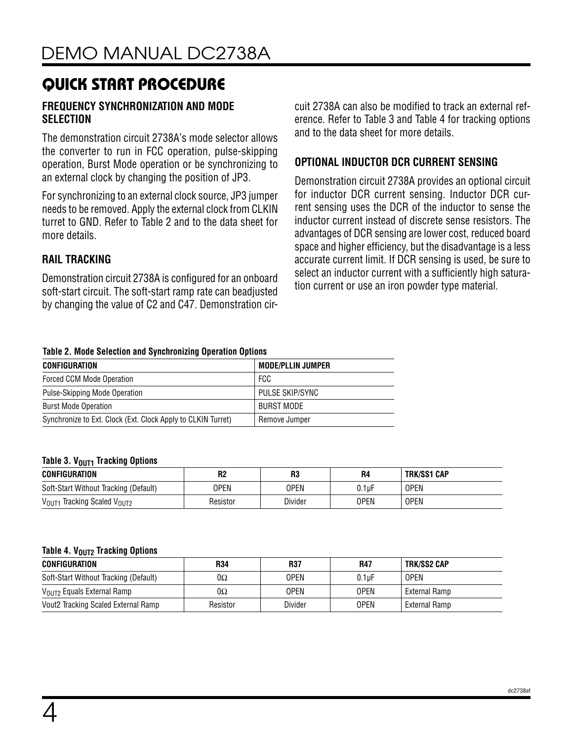## QUICK START PROCEDURE

### FREQUENCY SYNCHRONIZATION AND MODE SELECTION

The demonstration circuit 2738A's mode selector allows the converter to run in FCC operation, pulse-skipping operation, Burst Mode operation or be synchronizing to an external clock by changing the position of JP3.

For synchronizing to an external clock source, JP3 jumper needs to be removed. Apply the external clock from CLKIN turret to GND. Refer to Table 2 and to the data sheet for more details.

### RAIL TRACKING

Demonstration circuit 2738A is configured for an onboard soft-start circuit. The soft-start ramp rate can beadjusted by changing the value of C2 and C47. Demonstration circuit 2738A can also be modified to track an external reference. Refer to Table 3 and Table 4 for tracking options and to the data sheet for more details.

### OPTIONAL INDUCTOR DCR CURRENT SENSING

Demonstration circuit 2738A provides an optional circuit for inductor DCR current sensing. Inductor DCR current sensing uses the DCR of the inductor to sense the inductor current instead of discrete sense resistors. The advantages of DCR sensing are lower cost, reduced board space and higher efficiency, but the disadvantage is a less accurate current limit. If DCR sensing is used, be sure to select an inductor current with a sufficiently high saturation current or use an iron powder type material.

**Table 2. Mode Selection and Synchronizing Operation Options**

| CONFIGURATION | MODE/PLLIN JUMPER |
|---|---|
| Forced CCM Mode Operation | FCC |
| Pulse-Skipping Mode Operation | PULSE SKIP/SYNC |
| Burst Mode Operation | BURST MODE |
| Synchronize to Ext. Clock (Ext. Clock Apply to CLKIN Turret) | Remove Jumper |

**Table 3. $V_{OUT1}$ Tracking Options**

| CONFIGURATION | R2 | R3 | R4 | TRK/SS1 CAP |
|---|---|---|---|---|
| Soft-Start Without Tracking (Default) | OPEN | OPEN | 0.1µF | OPEN |
| $V_{OUT1}$ Tracking Scaled $V_{OUT2}$ | Resistor | Divider | OPEN | OPEN |

**Table 4. $V_{OUT2}$ Tracking Options**

| CONFIGURATION | R34 | R37 | R47 | TRK/SS2 CAP |
|---|---|---|---|---|
| Soft-Start Without Tracking (Default) | 0Ω | OPEN | 0.1µF | OPEN |
| $V_{OUT2}$ Equals External Ramp | 0Ω | OPEN | OPEN | External Ramp |
| Vout2 Tracking Scaled External Ramp | Resistor | Divider | OPEN | External Ramp |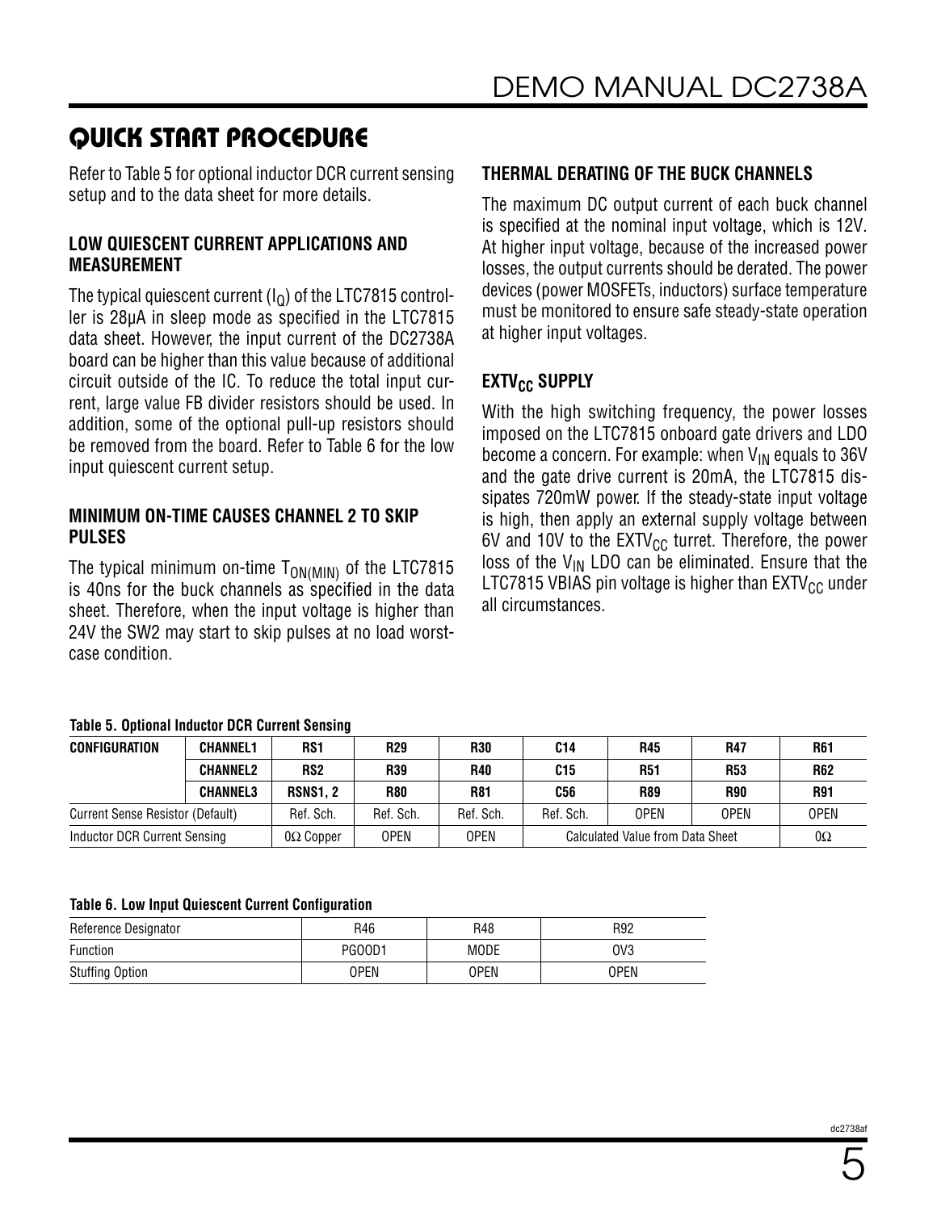## QUICK START PROCEDURE

Refer to Table 5 for optional inductor DCR current sensing setup and to the data sheet for more details.

### LOW QUIESCENT CURRENT APPLICATIONS AND MEASUREMENT

The typical quiescent current ($I_Q$) of the LTC7815 controller is 28µA in sleep mode as specified in the LTC7815 data sheet. However, the input current of the DC2738A board can be higher than this value because of additional circuit outside of the IC. To reduce the total input current, large value FB divider resistors should be used. In addition, some of the optional pull-up resistors should be removed from the board. Refer to Table 6 for the low input quiescent current setup.

### MINIMUM ON-TIME CAUSES CHANNEL 2 TO SKIP PULSES

The typical minimum on-time $T_{ON(MIN)}$ of the LTC7815 is 40ns for the buck channels as specified in the data sheet. Therefore, when the input voltage is higher than 24V the SW2 may start to skip pulses at no load worst-case condition.

### THERMAL DERATING OF THE BUCK CHANNELS

The maximum DC output current of each buck channel is specified at the nominal input voltage, which is 12V. At higher input voltage, because of the increased power losses, the output currents should be derated. The power devices (power MOSFETs, inductors) surface temperature must be monitored to ensure safe steady-state operation at higher input voltages.

### $EXTV_{CC}$ SUPPLY

With the high switching frequency, the power losses imposed on the LTC7815 onboard gate drivers and LDO become a concern. For example: when $V_{IN}$ equals to 36V and the gate drive current is 20mA, the LTC7815 dissipates 720mW power. If the steady-state input voltage is high, then apply an external supply voltage between 6V and 10V to the $EXTV_{CC}$ turret. Therefore, the power loss of the $V_{IN}$ LDO can be eliminated. Ensure that the LTC7815 VBIAS pin voltage is higher than $EXTV_{CC}$ under all circumstances.

**Table 5. Optional Inductor DCR Current Sensing**

| CONFIGURATION | CHANNEL1 | RS1 | R29 | R30 | C14 | R45 | R47 | R61 |
|---|---|---|---|---|---|---|---|---|
| | CHANNEL2 | RS2 | R39 | R40 | C15 | R51 | R53 | R62 |
| | CHANNEL3 | RSNS1, 2 | R80 | R81 | C56 | R89 | R90 | R91 |
| Current Sense Resistor (Default) | | Ref. Sch. | Ref. Sch. | Ref. Sch. | Ref. Sch. | OPEN | OPEN | OPEN |
| Inductor DCR Current Sensing | | 0Ω Copper | OPEN | OPEN | Calculated Value from Data Sheet | | | 0Ω |

**Table 6. Low Input Quiescent Current Configuration**

| Reference Designator | R46 | R48 | R92 |
|---|---|---|---|
| Function | PGOOD1 | MODE | OV3 |
| Stuffing Option | OPEN | OPEN | OPEN |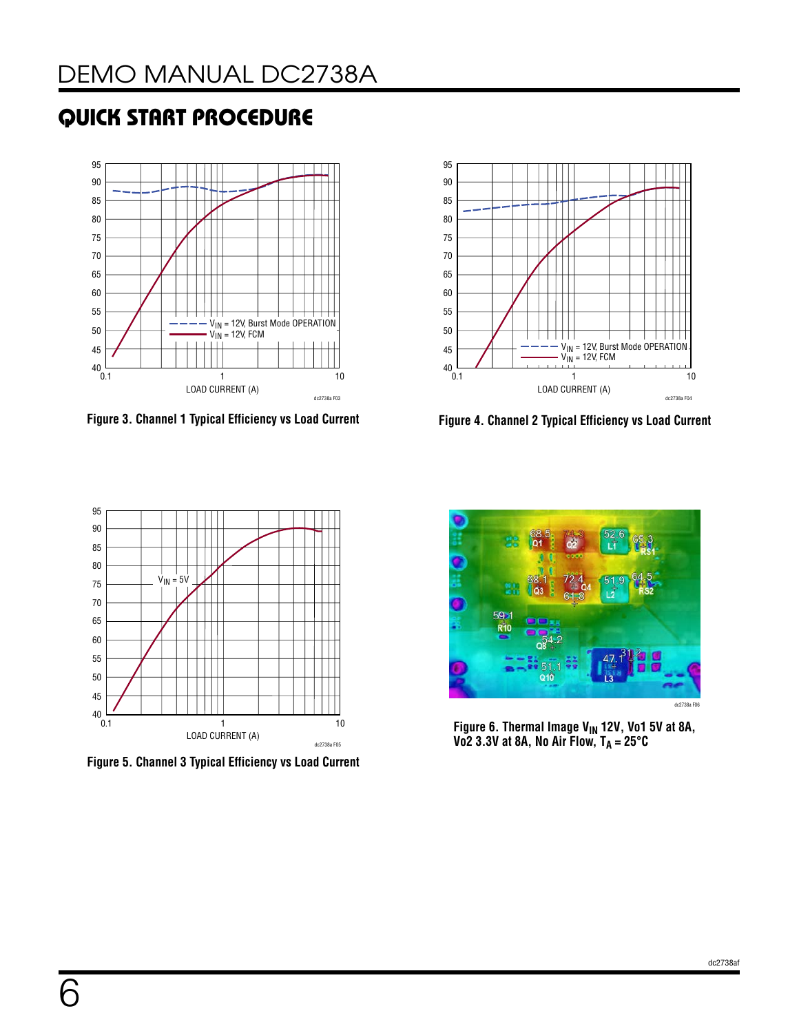## QUICK START PROCEDURE

Figure 3. Channel 1 Typical Efficiency vs Load Current

Figure 4. Channel 2 Typical Efficiency vs Load Current

Figure 5. Channel 3 Typical Efficiency vs Load Current

Figure 6. Thermal Image $V_{IN}$ 12V, Vo1 5V at 8A, Vo2 3.3V at 8A, No Air Flow, $T_A$ = 25°C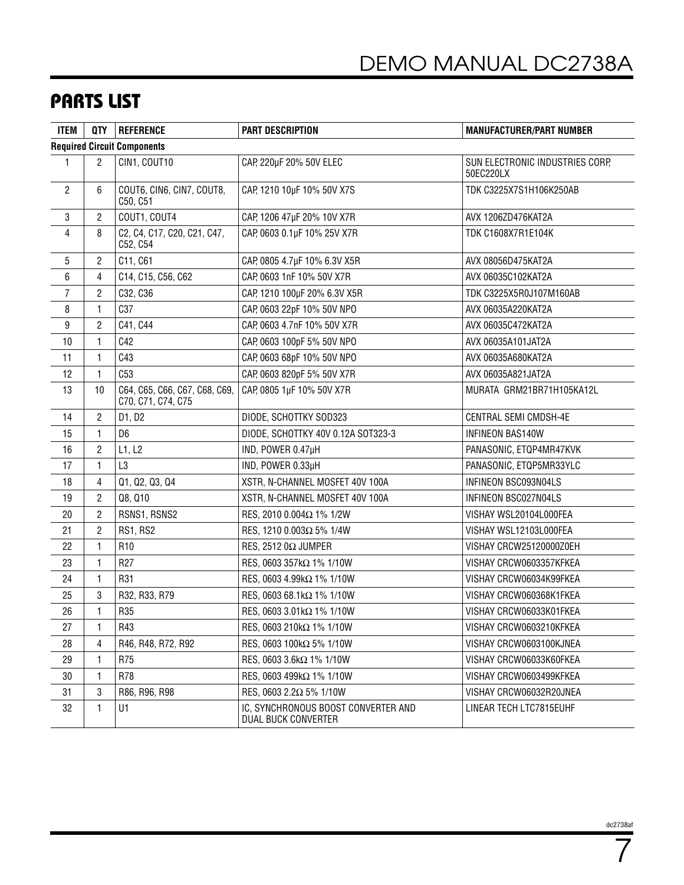## PARTS LIST

| ITEM | QTY | REFERENCE | PART DESCRIPTION | MANUFACTURER/PART NUMBER |
|---|---|---|---|---|
| **Required Circuit Components** | | | | |
| 1 | 2 | CIN1, COUT10 | CAP, 220µF 20% 50V ELEC | SUN ELECTRONIC INDUSTRIES CORP, 50EC220LX |
| 2 | 6 | COUT6, CIN6, CIN7, COUT8, C50, C51 | CAP, 1210 10µF 10% 50V X7S | TDK C3225X7S1H106K250AB |
| 3 | 2 | COUT1, COUT4 | CAP, 1206 47µF 20% 10V X7R | AVX 1206ZD476KAT2A |
| 4 | 8 | C2, C4, C17, C20, C21, C47, C52, C54 | CAP, 0603 0.1µF 10% 25V X7R | TDK C1608X7R1E104K |
| 5 | 2 | C11, C61 | CAP, 0805 4.7µF 10% 6.3V X5R | AVX 08056D475KAT2A |
| 6 | 4 | C14, C15, C56, C62 | CAP, 0603 1nF 10% 50V X7R | AVX 06035C102KAT2A |
| 7 | 2 | C32, C36 | CAP, 1210 100µF 20% 6.3V X5R | TDK C3225X5R0J107M160AB |
| 8 | 1 | C37 | CAP, 0603 22pF 10% 50V NPO | AVX 06035A220KAT2A |
| 9 | 2 | C41, C44 | CAP, 0603 4.7nF 10% 50V X7R | AVX 06035C472KAT2A |
| 10 | 1 | C42 | CAP, 0603 100pF 5% 50V NPO | AVX 06035A101JAT2A |
| 11 | 1 | C43 | CAP, 0603 68pF 10% 50V NPO | AVX 06035A680KAT2A |
| 12 | 1 | C53 | CAP, 0603 820pF 5% 50V X7R | AVX 06035A821JAT2A |
| 13 | 10 | C64, C65, C66, C67, C68, C69, C70, C71, C74, C75 | CAP, 0805 1µF 10% 50V X7R | MURATA GRM21BR71H105KA12L |
| 14 | 2 | D1, D2 | DIODE, SCHOTTKY SOD323 | CENTRAL SEMI CMDSH-4E |
| 15 | 1 | D6 | DIODE, SCHOTTKY 40V 0.12A SOT323-3 | INFINEON BAS140W |
| 16 | 2 | L1, L2 | IND, POWER 0.47µH | PANASONIC, ETQP4MR47KVK |
| 17 | 1 | L3 | IND, POWER 0.33µH | PANASONIC, ETQP5MR33YLC |
| 18 | 4 | Q1, Q2, Q3, Q4 | XSTR, N-CHANNEL MOSFET 40V 100A | INFINEON BSC093N04LS |
| 19 | 2 | Q8, Q10 | XSTR, N-CHANNEL MOSFET 40V 100A | INFINEON BSC027N04LS |
| 20 | 2 | RSNS1, RSNS2 | RES, 2010 0.004Ω 1% 1/2W | VISHAY WSL20104L000FEA |
| 21 | 2 | RS1, RS2 | RES, 1210 0.003Ω 5% 1/4W | VISHAY WSL12103L000FEA |
| 22 | 1 | R10 | RES, 2512 0Ω JUMPER | VISHAY CRCW25120000Z0EH |
| 23 | 1 | R27 | RES, 0603 357kΩ 1% 1/10W | VISHAY CRCW0603357KFKEA |
| 24 | 1 | R31 | RES, 0603 4.99kΩ 1% 1/10W | VISHAY CRCW06034K99FKEA |
| 25 | 3 | R32, R33, R79 | RES, 0603 68.1kΩ 1% 1/10W | VISHAY CRCW060368K1FKEA |
| 26 | 1 | R35 | RES, 0603 3.01kΩ 1% 1/10W | VISHAY CRCW06033K01FKEA |
| 27 | 1 | R43 | RES, 0603 210kΩ 1% 1/10W | VISHAY CRCW0603210KFKEA |
| 28 | 4 | R46, R48, R72, R92 | RES, 0603 100kΩ 5% 1/10W | VISHAY CRCW0603100KJNEA |
| 29 | 1 | R75 | RES, 0603 3.6kΩ 1% 1/10W | VISHAY CRCW06033K60FKEA |
| 30 | 1 | R78 | RES, 0603 499kΩ 1% 1/10W | VISHAY CRCW0603499KFKEA |
| 31 | 3 | R86, R96, R98 | RES, 0603 2.2Ω 5% 1/10W | VISHAY CRCW06032R20JNEA |
| 32 | 1 | U1 | IC, SYNCHRONOUS BOOST CONVERTER AND DUAL BUCK CONVERTER | LINEAR TECH LTC7815EUHF |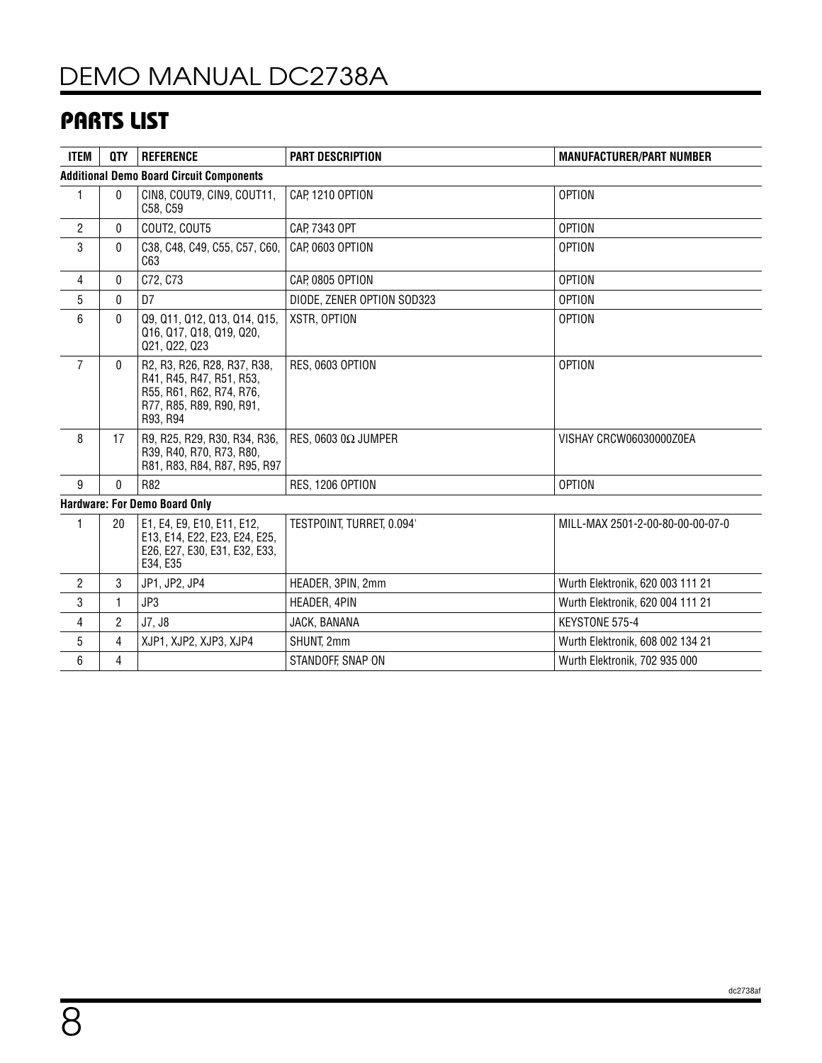## PARTS LIST

| ITEM | QTY | REFERENCE | PART DESCRIPTION | MANUFACTURER/PART NUMBER |
|---|---|---|---|---|
| **Additional Demo Board Circuit Components** | | | | |
| 1 | 0 | CIN8, COUT9, CIN9, COUT11, C58, C59 | CAP, 1210 OPTION | OPTION |
| 2 | 0 | COUT2, COUT5 | CAP, 7343 OPT | OPTION |
| 3 | 0 | C38, C48, C49, C55, C57, C60, C63 | CAP, 0603 OPTION | OPTION |
| 4 | 0 | C72, C73 | CAP, 0805 OPTION | OPTION |
| 5 | 0 | D7 | DIODE, ZENER OPTION SOD323 | OPTION |
| 6 | 0 | Q9, Q11, Q12, Q13, Q14, Q15, Q16, Q17, Q18, Q19, Q20, Q21, Q22, Q23 | XSTR, OPTION | OPTION |
| 7 | 0 | R2, R3, R26, R28, R37, R38, R41, R45, R47, R51, R53, R55, R61, R62, R74, R76, R77, R85, R89, R90, R91, R93, R94 | RES, 0603 OPTION | OPTION |
| 8 | 17 | R9, R25, R29, R30, R34, R36, R39, R40, R70, R73, R80, R81, R83, R84, R87, R95, R97 | RES, 0603 0Ω JUMPER | VISHAY CRCW06030000Z0EA |
| 9 | 0 | R82 | RES, 1206 OPTION | OPTION |
| **Hardware: For Demo Board Only** | | | | |
| 1 | 20 | E1, E4, E9, E10, E11, E12, E13, E14, E22, E23, E24, E25, E26, E27, E30, E31, E32, E33, E34, E35 | TESTPOINT, TURRET, 0.094' | MILL-MAX 2501-2-00-80-00-00-07-0 |
| 2 | 3 | JP1, JP2, JP4 | HEADER, 3PIN, 2mm | Wurth Elektronik, 620 003 111 21 |
| 3 | 1 | JP3 | HEADER, 4PIN | Wurth Elektronik, 620 004 111 21 |
| 4 | 2 | J7, J8 | JACK, BANANA | KEYSTONE 575-4 |
| 5 | 4 | XJP1, XJP2, XJP3, XJP4 | SHUNT, 2mm | Wurth Elektronik, 608 002 134 21 |
| 6 | 4 | | STANDOFF, SNAP ON | Wurth Elektronik, 702 935 000 |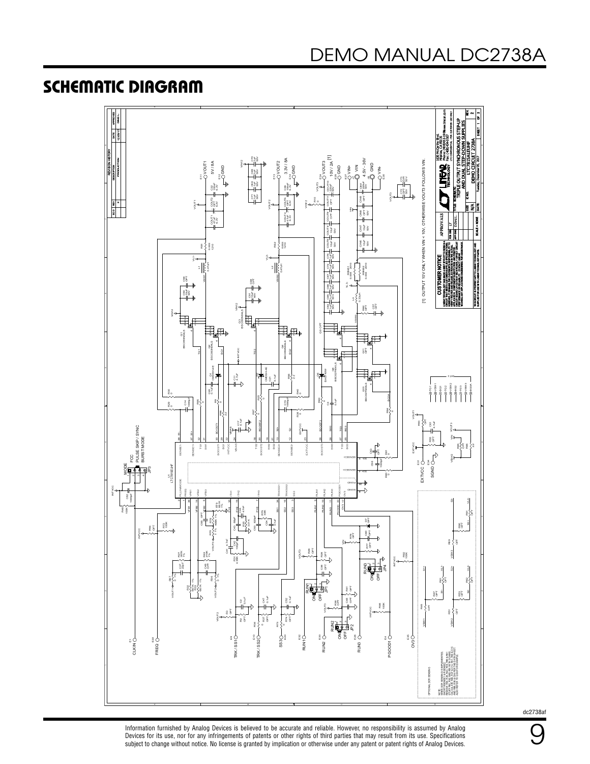## SCHEMATIC DIAGRAM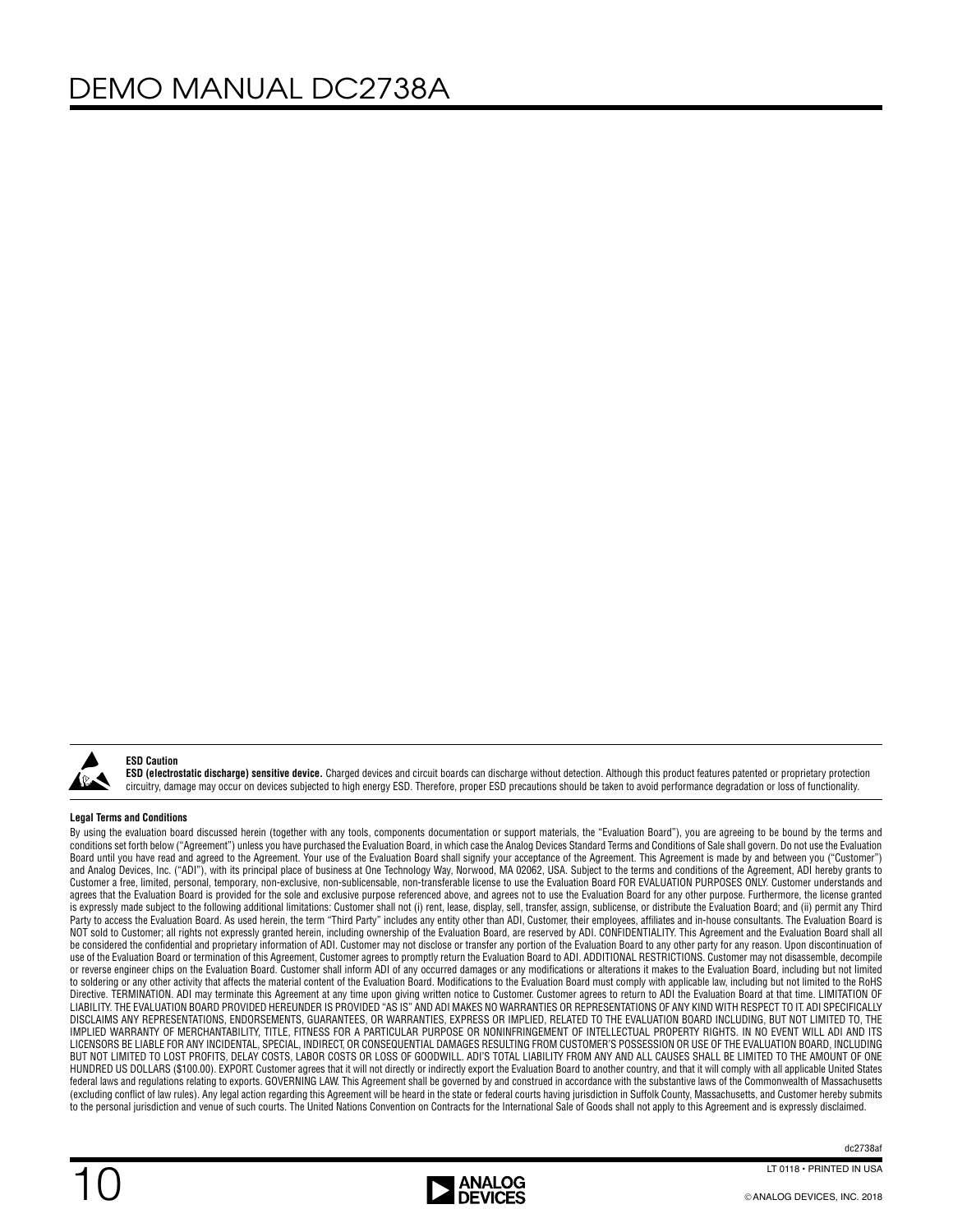**ESD Caution**

**ESD (electrostatic discharge) sensitive device.** Charged devices and circuit boards can discharge without detection. Although this product features patented or proprietary protection circuitry, damage may occur on devices subjected to high energy ESD. Therefore, proper ESD precautions should be taken to avoid performance degradation or loss of functionality.

**Legal Terms and Conditions**

By using the evaluation board discussed herein (together with any tools, components documentation or support materials, the "Evaluation Board"), you are agreeing to be bound by the terms and conditions set forth below ("Agreement") unless you have purchased the Evaluation Board, in which case the Analog Devices Standard Terms and Conditions of Sale shall govern. Do not use the Evaluation Board until you have read and agreed to the Agreement. Your use of the Evaluation Board shall signify your acceptance of the Agreement. This Agreement is made by and between you ("Customer") and Analog Devices, Inc. ("ADI"), with its principal place of business at One Technology Way, Norwood, MA 02062, USA. Subject to the terms and conditions of the Agreement, ADI hereby grants to Customer a free, limited, personal, temporary, non-exclusive, non-sublicensable, non-transferable license to use the Evaluation Board FOR EVALUATION PURPOSES ONLY. Customer understands and agrees that the Evaluation Board is provided for the sole and exclusive purpose referenced above, and agrees not to use the Evaluation Board for any other purpose. Furthermore, the license granted is expressly made subject to the following additional limitations: Customer shall not (i) rent, lease, display, sell, transfer, assign, sublicense, or distribute the Evaluation Board; and (ii) permit any Third Party to access the Evaluation Board. As used herein, the term "Third Party" includes any entity other than ADI, Customer, their employees, affiliates and in-house consultants. The Evaluation Board is NOT sold to Customer; all rights not expressly granted herein, including ownership of the Evaluation Board, are reserved by ADI. CONFIDENTIALITY. This Agreement and the Evaluation Board shall all be considered the confidential and proprietary information of ADI. Customer may not disclose or transfer any portion of the Evaluation Board to any other party for any reason. Upon discontinuation of use of the Evaluation Board or termination of this Agreement, Customer agrees to promptly return the Evaluation Board to ADI. ADDITIONAL RESTRICTIONS. Customer may not disassemble, decompile or reverse engineer chips on the Evaluation Board. Customer shall inform ADI of any occurred damages or any modifications or alterations it makes to the Evaluation Board, including but not limited to soldering or any other activity that affects the material content of the Evaluation Board. Modifications to the Evaluation Board must comply with applicable law, including but not limited to the RoHS Directive. TERMINATION. ADI may terminate this Agreement at any time upon giving written notice to Customer. Customer agrees to return to ADI the Evaluation Board at that time. LIMITATION OF LIABILITY. THE EVALUATION BOARD PROVIDED HEREUNDER IS PROVIDED "AS IS" AND ADI MAKES NO WARRANTIES OR REPRESENTATIONS OF ANY KIND WITH RESPECT TO IT. ADI SPECIFICALLY DISCLAIMS ANY REPRESENTATIONS, ENDORSEMENTS, GUARANTEES, OR WARRANTIES, EXPRESS OR IMPLIED, RELATED TO THE EVALUATION BOARD INCLUDING, BUT NOT LIMITED TO, THE IMPLIED WARRANTY OF MERCHANTABILITY, TITLE, FITNESS FOR A PARTICULAR PURPOSE OR NONINFRINGEMENT OF INTELLECTUAL PROPERTY RIGHTS. IN NO EVENT WILL ADI AND ITS LICENSORS BE LIABLE FOR ANY INCIDENTAL, SPECIAL, INDIRECT, OR CONSEQUENTIAL DAMAGES RESULTING FROM CUSTOMER'S POSSESSION OR USE OF THE EVALUATION BOARD, INCLUDING BUT NOT LIMITED TO LOST PROFITS, DELAY COSTS, LABOR COSTS OR LOSS OF GOODWILL. ADI'S TOTAL LIABILITY FROM ANY AND ALL CAUSES SHALL BE LIMITED TO THE AMOUNT OF ONE HUNDRED US DOLLARS ($100.00). EXPORT. Customer agrees that it will not directly or indirectly export the Evaluation Board to another country, and that it will comply with all applicable United States federal laws and regulations relating to exports. GOVERNING LAW. This Agreement shall be governed by and construed in accordance with the substantive laws of the Commonwealth of Massachusetts (excluding conflict of law rules). Any legal action regarding this Agreement will be heard in the state or federal courts having jurisdiction in Suffolk County, Massachusetts, and Customer hereby submits to the personal jurisdiction and venue of such courts. The United Nations Convention on Contracts for the International Sale of Goods shall not apply to this Agreement and is expressly disclaimed.

LT 0118 • PRINTED IN USA

© ANALOG DEVICES, INC. 2018